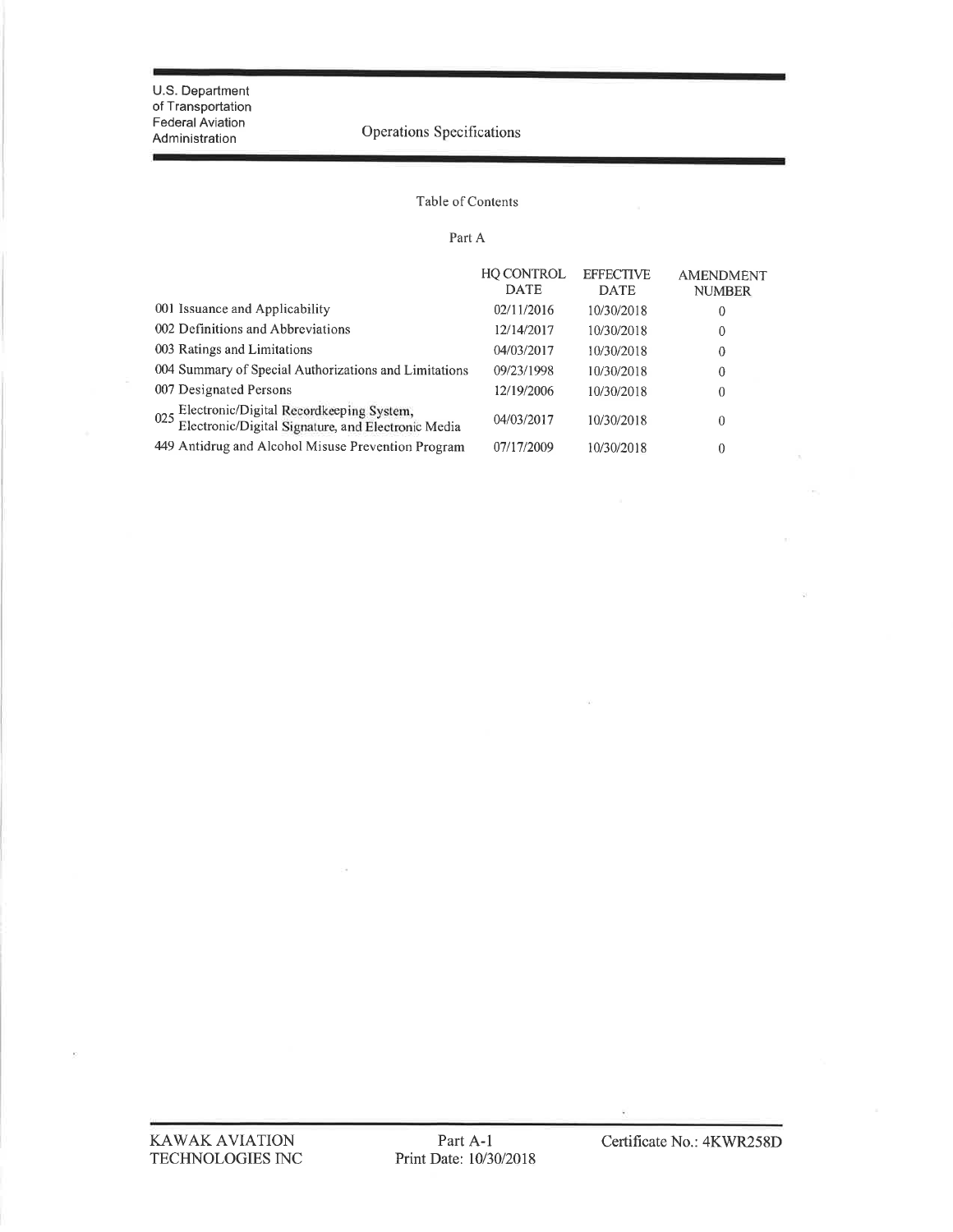U.S. Department of Transportation
Federal Aviation Administration

# Operations Specifications

## Table of Contents

### Part A

| | HQ CONTROL DATE | EFFECTIVE DATE | AMENDMENT NUMBER |
|---|---|---|---|
| 001 Issuance and Applicability | 02/11/2016 | 10/30/2018 | 0 |
| 002 Definitions and Abbreviations | 12/14/2017 | 10/30/2018 | 0 |
| 003 Ratings and Limitations | 04/03/2017 | 10/30/2018 | 0 |
| 004 Summary of Special Authorizations and Limitations | 09/23/1998 | 10/30/2018 | 0 |
| 007 Designated Persons | 12/19/2006 | 10/30/2018 | 0 |
| 025 Electronic/Digital Recordkeeping System, Electronic/Digital Signature, and Electronic Media | 04/03/2017 | 10/30/2018 | 0 |
| 449 Antidrug and Alcohol Misuse Prevention Program | 07/17/2009 | 10/30/2018 | 0 |

KAWAK AVIATION TECHNOLOGIES INC — Part A-1 — Print Date: 10/30/2018 — Certificate No.: 4KWR258D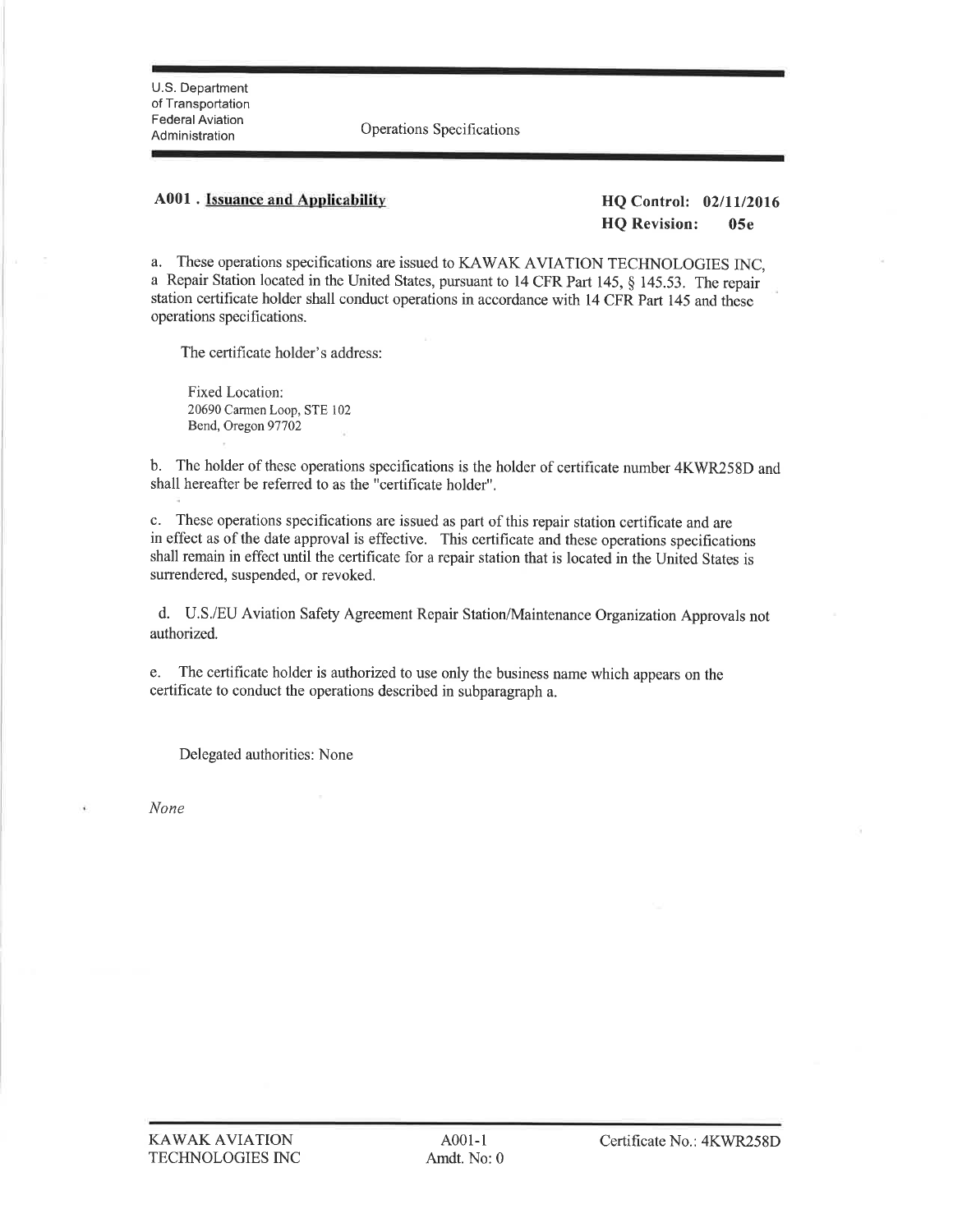U.S. Department of Transportation
Federal Aviation Administration

Operations Specifications

## A001 . Issuance and Applicability

**HQ Control: 02/11/2016**
**HQ Revision: 05e**

a. These operations specifications are issued to KAWAK AVIATION TECHNOLOGIES INC, a Repair Station located in the United States, pursuant to 14 CFR Part 145, § 145.53. The repair station certificate holder shall conduct operations in accordance with 14 CFR Part 145 and these operations specifications.

The certificate holder's address:

Fixed Location:
20690 Carmen Loop, STE 102
Bend, Oregon 97702

b. The holder of these operations specifications is the holder of certificate number 4KWR258D and shall hereafter be referred to as the "certificate holder".

c. These operations specifications are issued as part of this repair station certificate and are in effect as of the date approval is effective. This certificate and these operations specifications shall remain in effect until the certificate for a repair station that is located in the United States is surrendered, suspended, or revoked.

d. U.S./EU Aviation Safety Agreement Repair Station/Maintenance Organization Approvals not authorized.

e. The certificate holder is authorized to use only the business name which appears on the certificate to conduct the operations described in subparagraph a.

Delegated authorities: None

*None*

KAWAK AVIATION TECHNOLOGIES INC | A001-1 Amdt. No: 0 | Certificate No.: 4KWR258D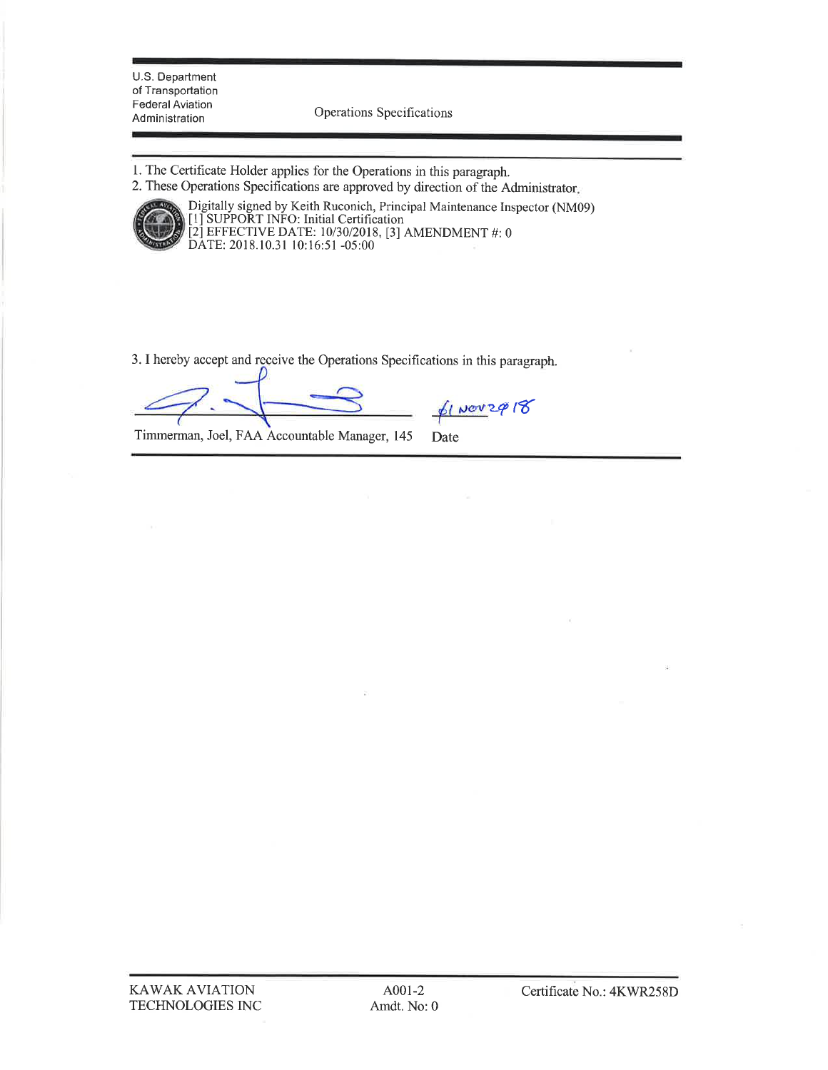U.S. Department of Transportation
Federal Aviation Administration

Operations Specifications

1. The Certificate Holder applies for the Operations in this paragraph.
2. These Operations Specifications are approved by direction of the Administrator.

Digitally signed by Keith Ruconich, Principal Maintenance Inspector (NM09)
[1] SUPPORT INFO: Initial Certification
[2] EFFECTIVE DATE: 10/30/2018, [3] AMENDMENT #: 0
DATE: 2018.10.31 10:16:51 -05:00

3. I hereby accept and receive the Operations Specifications in this paragraph.

Timmerman, Joel, FAA Accountable Manager, 145 — Date: 01 NOV 2018

KAWAK AVIATION TECHNOLOGIES INC — A001-2 Amdt. No: 0 — Certificate No.: 4KWR258D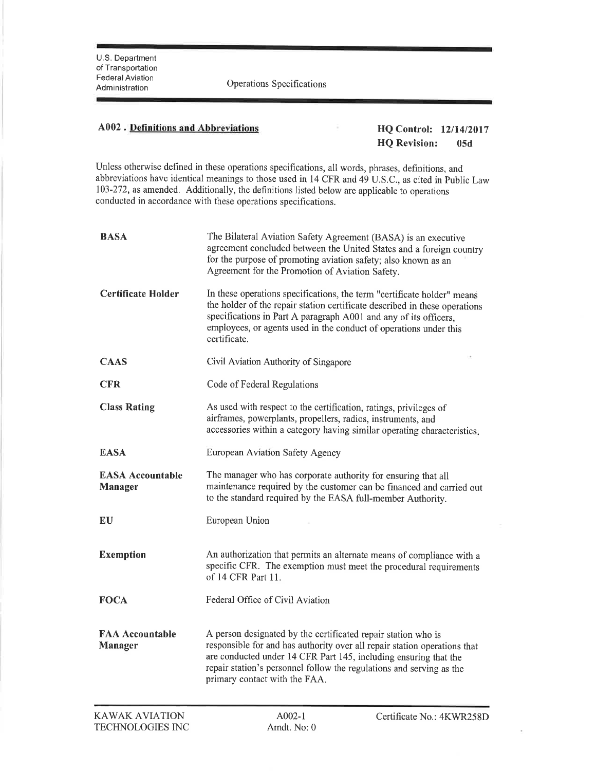U.S. Department of Transportation
Federal Aviation Administration

Operations Specifications

## A002 . Definitions and Abbreviations

**HQ Control: 12/14/2017**
**HQ Revision: 05d**

Unless otherwise defined in these operations specifications, all words, phrases, definitions, and abbreviations have identical meanings to those used in 14 CFR and 49 U.S.C., as cited in Public Law 103-272, as amended. Additionally, the definitions listed below are applicable to operations conducted in accordance with these operations specifications.

| | |
|---|---|
| **BASA** | The Bilateral Aviation Safety Agreement (BASA) is an executive agreement concluded between the United States and a foreign country for the purpose of promoting aviation safety; also known as an Agreement for the Promotion of Aviation Safety. |
| **Certificate Holder** | In these operations specifications, the term "certificate holder" means the holder of the repair station certificate described in these operations specifications in Part A paragraph A001 and any of its officers, employees, or agents used in the conduct of operations under this certificate. |
| **CAAS** | Civil Aviation Authority of Singapore |
| **CFR** | Code of Federal Regulations |
| **Class Rating** | As used with respect to the certification, ratings, privileges of airframes, powerplants, propellers, radios, instruments, and accessories within a category having similar operating characteristics. |
| **EASA** | European Aviation Safety Agency |
| **EASA Accountable Manager** | The manager who has corporate authority for ensuring that all maintenance required by the customer can be financed and carried out to the standard required by the EASA full-member Authority. |
| **EU** | European Union |
| **Exemption** | An authorization that permits an alternate means of compliance with a specific CFR. The exemption must meet the procedural requirements of 14 CFR Part 11. |
| **FOCA** | Federal Office of Civil Aviation |
| **FAA Accountable Manager** | A person designated by the certificated repair station who is responsible for and has authority over all repair station operations that are conducted under 14 CFR Part 145, including ensuring that the repair station's personnel follow the regulations and serving as the primary contact with the FAA. |

KAWAK AVIATION TECHNOLOGIES INC

A002-1
Amdt. No: 0

Certificate No.: 4KWR258D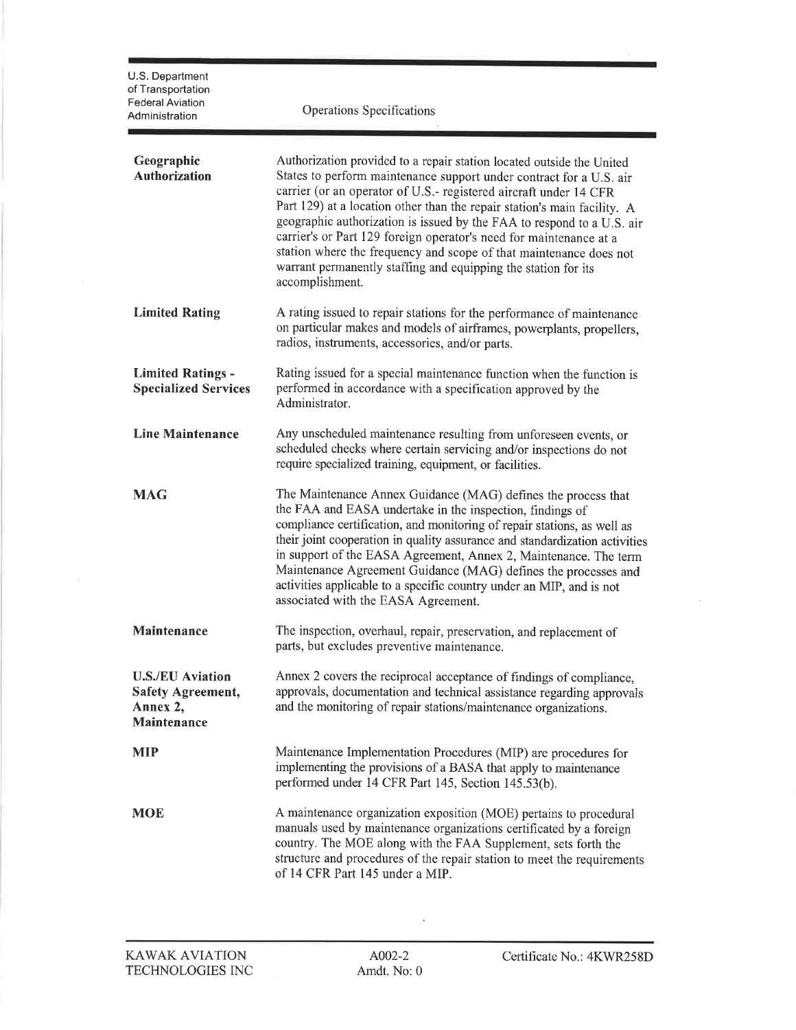| | |
|---|---|
| **Geographic Authorization** | Authorization provided to a repair station located outside the United States to perform maintenance support under contract for a U.S. air carrier (or an operator of U.S.- registered aircraft under 14 CFR Part 129) at a location other than the repair station's main facility. A geographic authorization is issued by the FAA to respond to a U.S. air carrier's or Part 129 foreign operator's need for maintenance at a station where the frequency and scope of that maintenance does not warrant permanently staffing and equipping the station for its accomplishment. |
| **Limited Rating** | A rating issued to repair stations for the performance of maintenance on particular makes and models of airframes, powerplants, propellers, radios, instruments, accessories, and/or parts. |
| **Limited Ratings - Specialized Services** | Rating issued for a special maintenance function when the function is performed in accordance with a specification approved by the Administrator. |
| **Line Maintenance** | Any unscheduled maintenance resulting from unforeseen events, or scheduled checks where certain servicing and/or inspections do not require specialized training, equipment, or facilities. |
| **MAG** | The Maintenance Annex Guidance (MAG) defines the process that the FAA and EASA undertake in the inspection, findings of compliance certification, and monitoring of repair stations, as well as their joint cooperation in quality assurance and standardization activities in support of the EASA Agreement, Annex 2, Maintenance. The term Maintenance Agreement Guidance (MAG) defines the processes and activities applicable to a specific country under an MIP, and is not associated with the EASA Agreement. |
| **Maintenance** | The inspection, overhaul, repair, preservation, and replacement of parts, but excludes preventive maintenance. |
| **U.S./EU Aviation Safety Agreement, Annex 2, Maintenance** | Annex 2 covers the reciprocal acceptance of findings of compliance, approvals, documentation and technical assistance regarding approvals and the monitoring of repair stations/maintenance organizations. |
| **MIP** | Maintenance Implementation Procedures (MIP) are procedures for implementing the provisions of a BASA that apply to maintenance performed under 14 CFR Part 145, Section 145.53(b). |
| **MOE** | A maintenance organization exposition (MOE) pertains to procedural manuals used by maintenance organizations certificated by a foreign country. The MOE along with the FAA Supplement, sets forth the structure and procedures of the repair station to meet the requirements of 14 CFR Part 145 under a MIP. |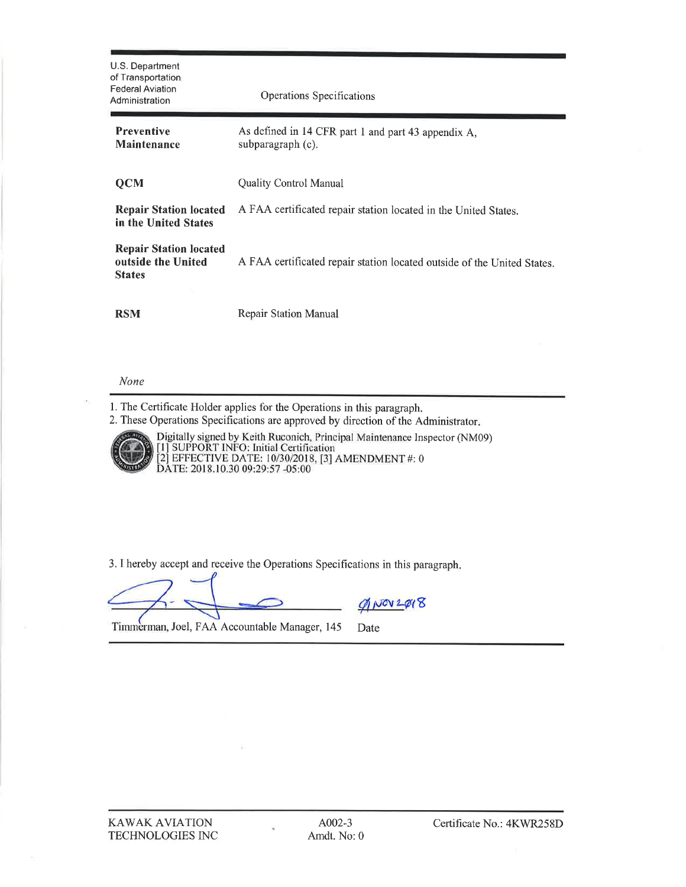U.S. Department of Transportation
Federal Aviation Administration

Operations Specifications

| | |
|---|---|
| **Preventive Maintenance** | As defined in 14 CFR part 1 and part 43 appendix A, subparagraph (c). |
| **QCM** | Quality Control Manual |
| **Repair Station located in the United States** | A FAA certificated repair station located in the United States. |
| **Repair Station located outside the United States** | A FAA certificated repair station located outside of the United States. |
| **RSM** | Repair Station Manual |

*None*

1. The Certificate Holder applies for the Operations in this paragraph.
2. These Operations Specifications are approved by direction of the Administrator.

Digitally signed by Keith Ruconich, Principal Maintenance Inspector (NM09)
[1] SUPPORT INFO: Initial Certification
[2] EFFECTIVE DATE: 10/30/2018, [3] AMENDMENT #: 0
DATE: 2018.10.30 09:29:57 -05:00

3. I hereby accept and receive the Operations Specifications in this paragraph.

Timmerman, Joel, FAA Accountable Manager, 145 — Date: 01 NOV 2018

KAWAK AVIATION TECHNOLOGIES INC — A002-3 Amdt. No: 0 — Certificate No.: 4KWR258D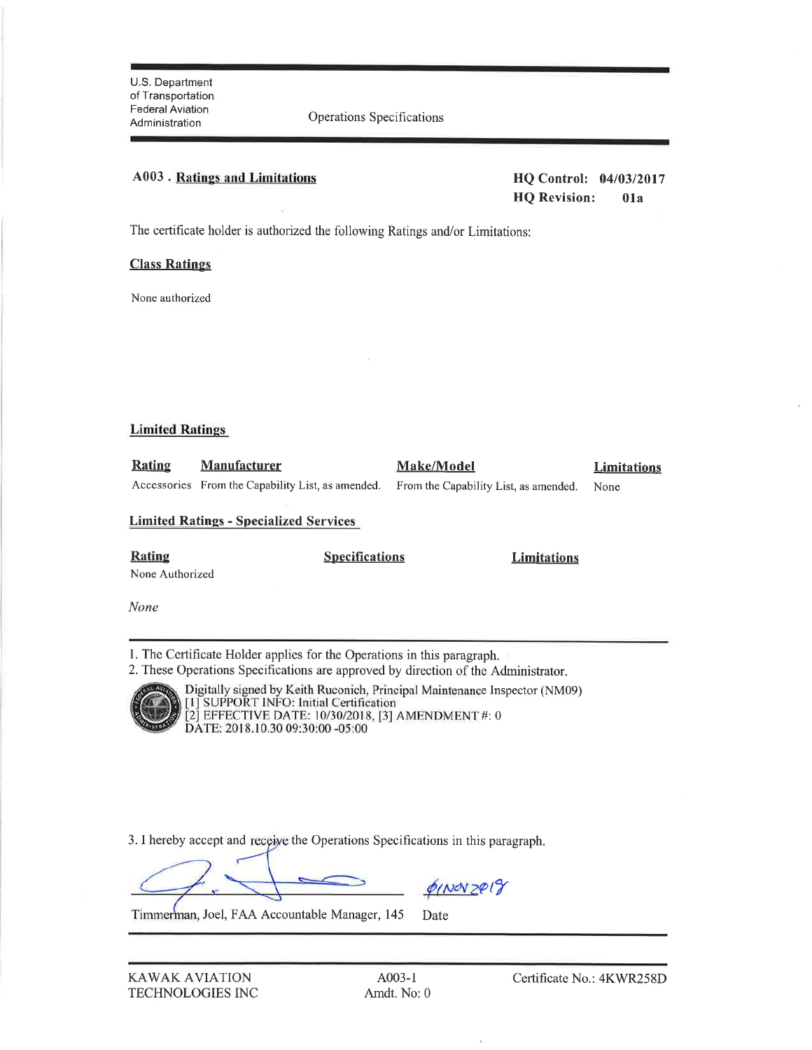U.S. Department of Transportation
Federal Aviation Administration

Operations Specifications

## A003 . Ratings and Limitations

**HQ Control: 04/03/2017**
**HQ Revision: 01a**

The certificate holder is authorized the following Ratings and/or Limitations:

### Class Ratings

None authorized

### Limited Ratings

| Rating | Manufacturer | Make/Model | Limitations |
|---|---|---|---|
| Accessories | From the Capability List, as amended. | From the Capability List, as amended. | None |

### Limited Ratings - Specialized Services

| Rating | Specifications | Limitations |
|---|---|---|
| None Authorized | | |

*None*

1. The Certificate Holder applies for the Operations in this paragraph.
2. These Operations Specifications are approved by direction of the Administrator.

Digitally signed by Keith Ruconich, Principal Maintenance Inspector (NM09)
[1] SUPPORT INFO: Initial Certification
[2] EFFECTIVE DATE: 10/30/2018, [3] AMENDMENT #: 0
DATE: 2018.10.30 09:30:00 -05:00

3. I hereby accept and receive the Operations Specifications in this paragraph.

Timmerman, Joel, FAA Accountable Manager, 145 — Date: 01 NOV 2018

KAWAK AVIATION TECHNOLOGIES INC — A003-1, Amdt. No: 0 — Certificate No.: 4KWR258D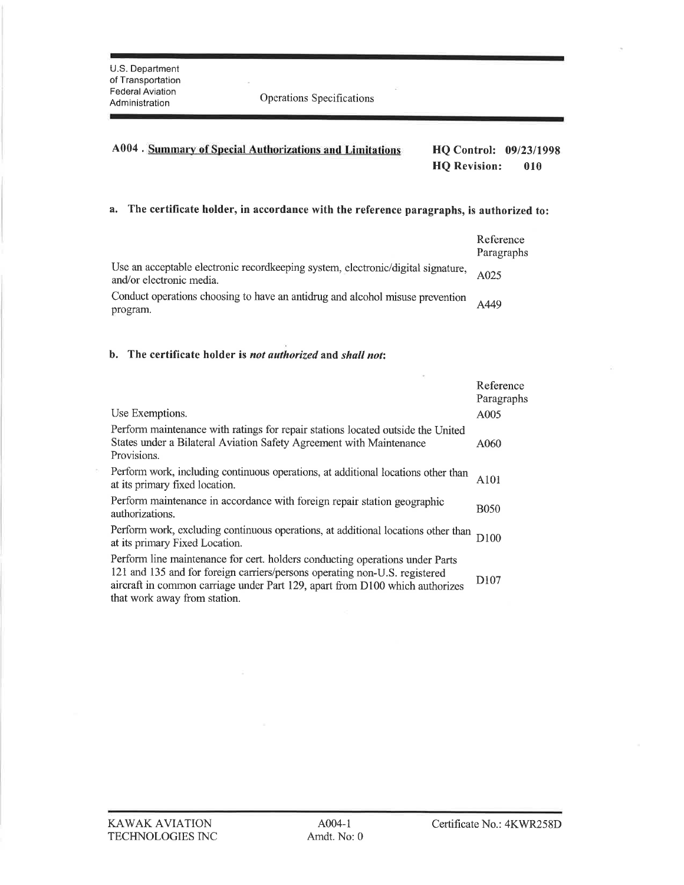U.S. Department of Transportation
Federal Aviation Administration

Operations Specifications

## A004 . Summary of Special Authorizations and Limitations

**HQ Control: 09/23/1998**
**HQ Revision: 010**

### a. The certificate holder, in accordance with the reference paragraphs, is authorized to:

| | Reference Paragraphs |
|---|---|
| Use an acceptable electronic recordkeeping system, electronic/digital signature, and/or electronic media. | A025 |
| Conduct operations choosing to have an antidrug and alcohol misuse prevention program. | A449 |

### b. The certificate holder is *not authorized* and *shall not*:

| | Reference Paragraphs |
|---|---|
| Use Exemptions. | A005 |
| Perform maintenance with ratings for repair stations located outside the United States under a Bilateral Aviation Safety Agreement with Maintenance Provisions. | A060 |
| Perform work, including continuous operations, at additional locations other than at its primary fixed location. | A101 |
| Perform maintenance in accordance with foreign repair station geographic authorizations. | B050 |
| Perform work, excluding continuous operations, at additional locations other than at its primary Fixed Location. | D100 |
| Perform line maintenance for cert. holders conducting operations under Parts 121 and 135 and for foreign carriers/persons operating non-U.S. registered aircraft in common carriage under Part 129, apart from D100 which authorizes that work away from station. | D107 |

KAWAK AVIATION TECHNOLOGIES INC | A004-1 Amdt. No: 0 | Certificate No.: 4KWR258D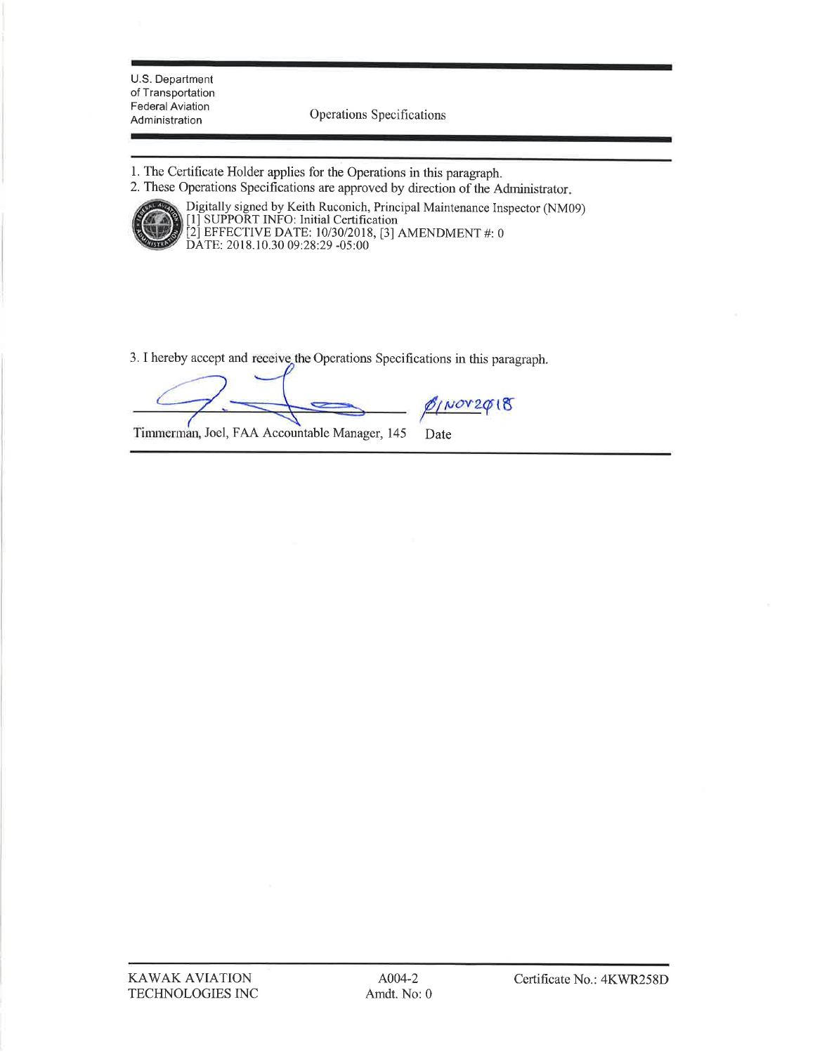U.S. Department of Transportation
Federal Aviation Administration

Operations Specifications

1. The Certificate Holder applies for the Operations in this paragraph.
2. These Operations Specifications are approved by direction of the Administrator.

Digitally signed by Keith Ruconich, Principal Maintenance Inspector (NM09)
[1] SUPPORT INFO: Initial Certification
[2] EFFECTIVE DATE: 10/30/2018, [3] AMENDMENT #: 0
DATE: 2018.10.30 09:28:29 -05:00

3. I hereby accept and receive the Operations Specifications in this paragraph.

Timmerman, Joel, FAA Accountable Manager, 145 — Date: 01 NOV 2018

KAWAK AVIATION TECHNOLOGIES INC — A004-2, Amdt. No: 0 — Certificate No.: 4KWR258D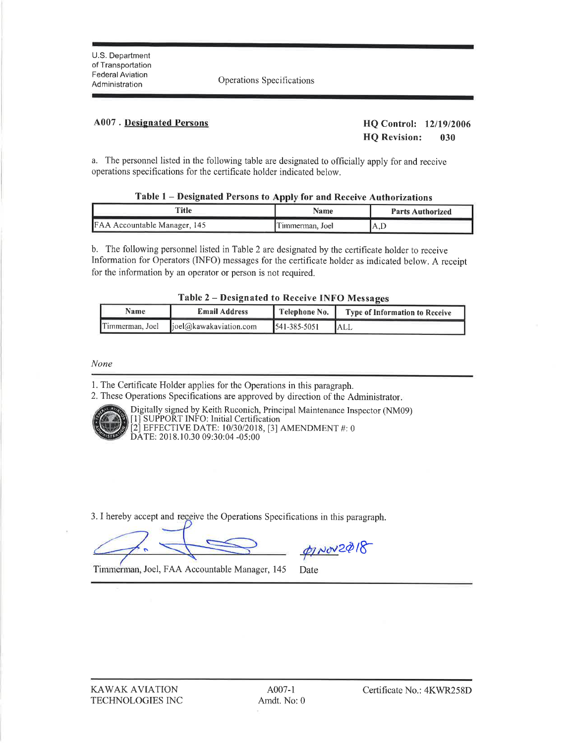U.S. Department of Transportation
Federal Aviation Administration

Operations Specifications

## A007 . Designated Persons

**HQ Control: 12/19/2006**
**HQ Revision: 030**

a. The personnel listed in the following table are designated to officially apply for and receive operations specifications for the certificate holder indicated below.

**Table 1 – Designated Persons to Apply for and Receive Authorizations**

| Title | Name | Parts Authorized |
|---|---|---|
| FAA Accountable Manager, 145 | Timmerman, Joel | A,D |

b. The following personnel listed in Table 2 are designated by the certificate holder to receive Information for Operators (INFO) messages for the certificate holder as indicated below. A receipt for the information by an operator or person is not required.

**Table 2 – Designated to Receive INFO Messages**

| Name | Email Address | Telephone No. | Type of Information to Receive |
|---|---|---|---|
| Timmerman, Joel | joel@kawakaviation.com | 541-385-5051 | ALL |

*None*

1. The Certificate Holder applies for the Operations in this paragraph.
2. These Operations Specifications are approved by direction of the Administrator.

Digitally signed by Keith Ruconich, Principal Maintenance Inspector (NM09)
[1] SUPPORT INFO: Initial Certification
[2] EFFECTIVE DATE: 10/30/2018, [3] AMENDMENT #: 0
DATE: 2018.10.30 09:30:04 -05:00

3. I hereby accept and receive the Operations Specifications in this paragraph.

Timmerman, Joel, FAA Accountable Manager, 145 — Date: 01 NOV 2018

KAWAK AVIATION TECHNOLOGIES INC — A007-1 Amdt. No: 0 — Certificate No.: 4KWR258D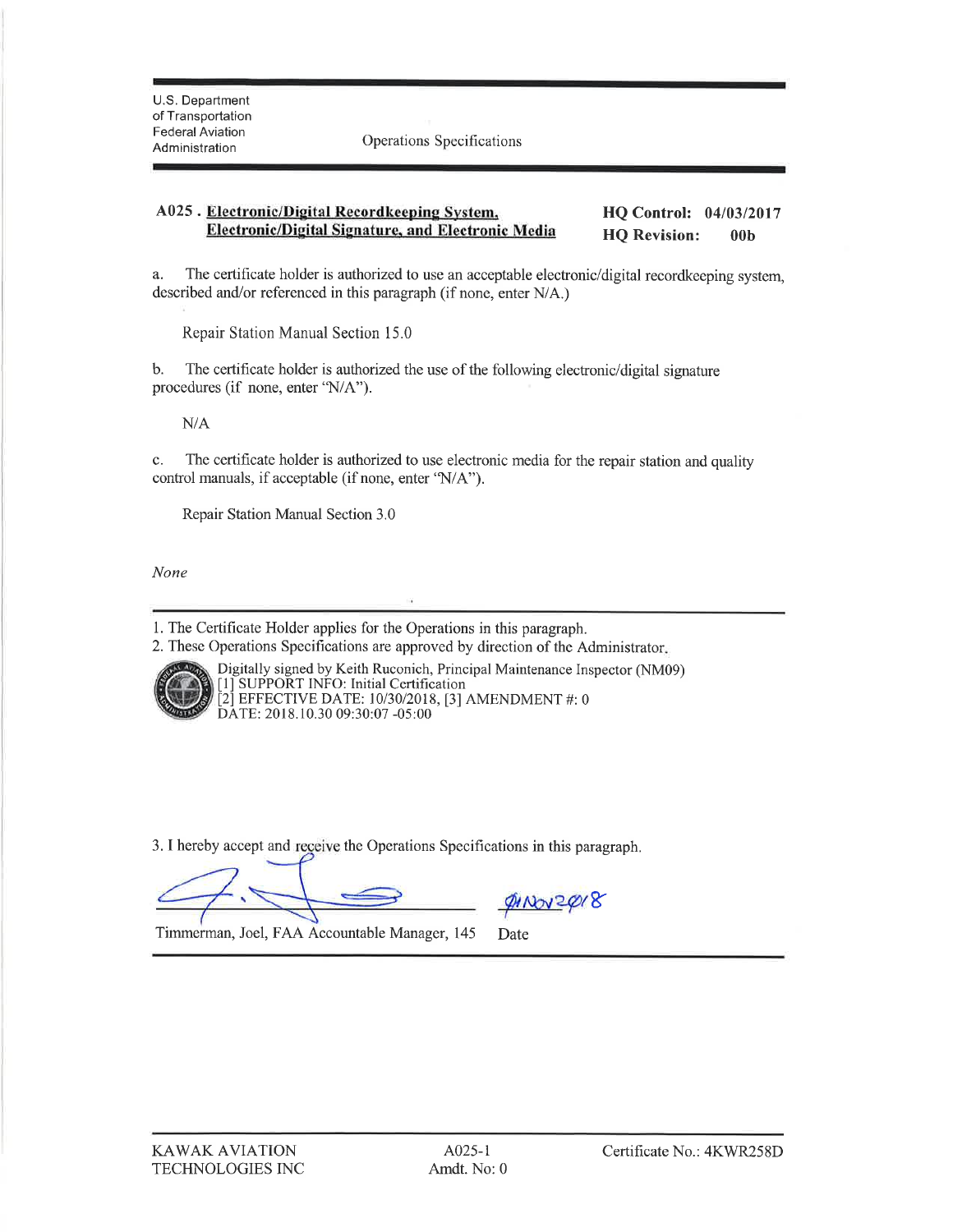U.S. Department of Transportation
Federal Aviation Administration

Operations Specifications

**A025 . Electronic/Digital Recordkeeping System, Electronic/Digital Signature, and Electronic Media**

**HQ Control: 04/03/2017**
**HQ Revision: 00b**

a. The certificate holder is authorized to use an acceptable electronic/digital recordkeeping system, described and/or referenced in this paragraph (if none, enter N/A.)

Repair Station Manual Section 15.0

b. The certificate holder is authorized the use of the following electronic/digital signature procedures (if none, enter "N/A").

N/A

c. The certificate holder is authorized to use electronic media for the repair station and quality control manuals, if acceptable (if none, enter "N/A").

Repair Station Manual Section 3.0

*None*

---

1. The Certificate Holder applies for the Operations in this paragraph.
2. These Operations Specifications are approved by direction of the Administrator.

Digitally signed by Keith Ruconich, Principal Maintenance Inspector (NM09)
[1] SUPPORT INFO: Initial Certification
[2] EFFECTIVE DATE: 10/30/2018, [3] AMENDMENT #: 0
DATE: 2018.10.30 09:30:07 -05:00

3. I hereby accept and receive the Operations Specifications in this paragraph.

Timmerman, Joel, FAA Accountable Manager, 145 — Date: 01 NOV 2018

---

KAWAK AVIATION TECHNOLOGIES INC | A025-1, Amdt. No: 0 | Certificate No.: 4KWR258D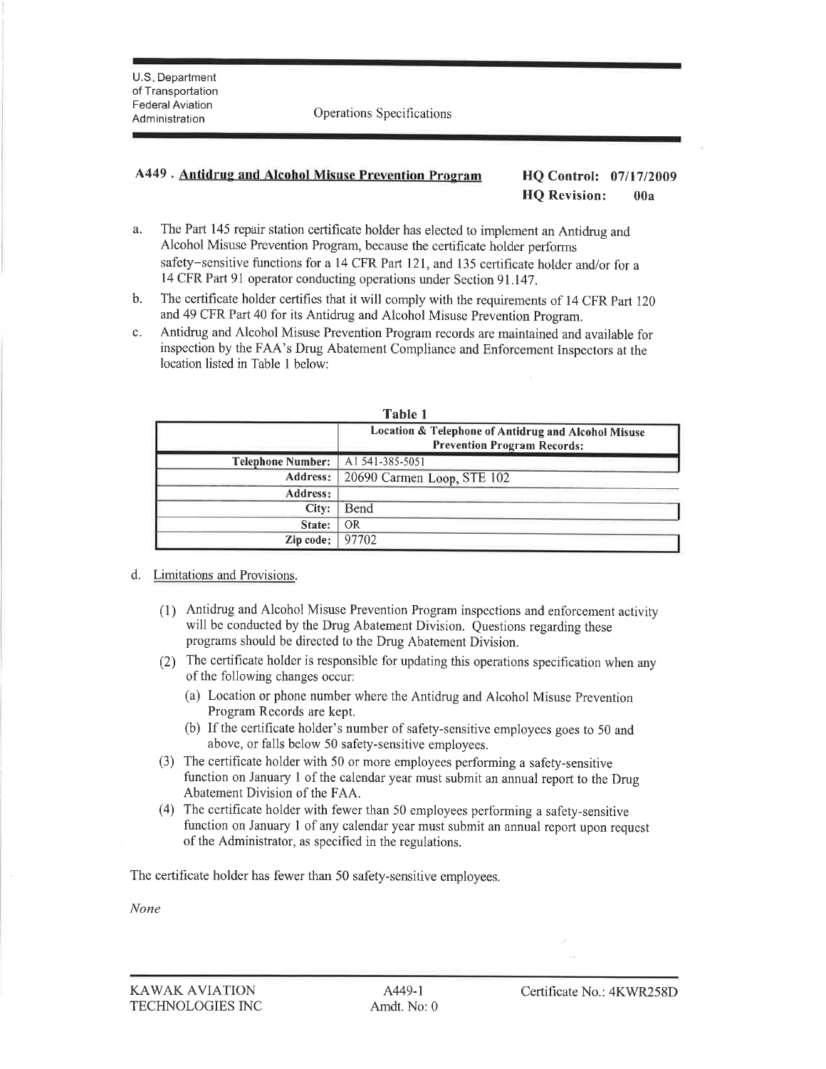U.S. Department of Transportation
Federal Aviation Administration

Operations Specifications

## A449 . Antidrug and Alcohol Misuse Prevention Program

**HQ Control: 07/17/2009**
**HQ Revision: 00a**

a. The Part 145 repair station certificate holder has elected to implement an Antidrug and Alcohol Misuse Prevention Program, because the certificate holder performs safety-sensitive functions for a 14 CFR Part 121, and 135 certificate holder and/or for a 14 CFR Part 91 operator conducting operations under Section 91.147.

b. The certificate holder certifies that it will comply with the requirements of 14 CFR Part 120 and 49 CFR Part 40 for its Antidrug and Alcohol Misuse Prevention Program.

c. Antidrug and Alcohol Misuse Prevention Program records are maintained and available for inspection by the FAA's Drug Abatement Compliance and Enforcement Inspectors at the location listed in Table 1 below:

**Table 1**

| | **Location & Telephone of Antidrug and Alcohol Misuse Prevention Program Records:** |
|---|---|
| **Telephone Number:** | A1 541-385-5051 |
| **Address:** | 20690 Carmen Loop, STE 102 |
| **Address:** | |
| **City:** | Bend |
| **State:** | OR |
| **Zip code:** | 97702 |

d. Limitations and Provisions.

(1) Antidrug and Alcohol Misuse Prevention Program inspections and enforcement activity will be conducted by the Drug Abatement Division. Questions regarding these programs should be directed to the Drug Abatement Division.

(2) The certificate holder is responsible for updating this operations specification when any of the following changes occur:

(a) Location or phone number where the Antidrug and Alcohol Misuse Prevention Program Records are kept.

(b) If the certificate holder's number of safety-sensitive employees goes to 50 and above, or falls below 50 safety-sensitive employees.

(3) The certificate holder with 50 or more employees performing a safety-sensitive function on January 1 of the calendar year must submit an annual report to the Drug Abatement Division of the FAA.

(4) The certificate holder with fewer than 50 employees performing a safety-sensitive function on January 1 of any calendar year must submit an annual report upon request of the Administrator, as specified in the regulations.

The certificate holder has fewer than 50 safety-sensitive employees.

*None*

KAWAK AVIATION TECHNOLOGIES INC — A449-1 Amdt. No: 0 — Certificate No.: 4KWR258D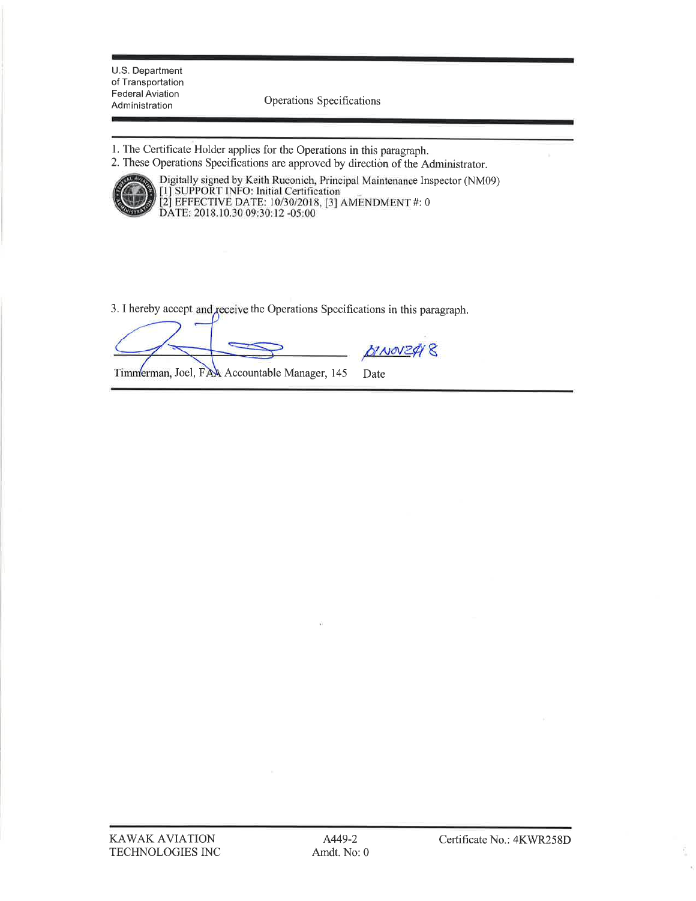U.S. Department of Transportation
Federal Aviation Administration

Operations Specifications

1. The Certificate Holder applies for the Operations in this paragraph.
2. These Operations Specifications are approved by direction of the Administrator.

Digitally signed by Keith Ruconich, Principal Maintenance Inspector (NM09)
[1] SUPPORT INFO: Initial Certification
[2] EFFECTIVE DATE: 10/30/2018, [3] AMENDMENT #: 0
DATE: 2018.10.30 09:30:12 -05:00

3. I hereby accept and receive the Operations Specifications in this paragraph.

Timmerman, Joel, FAA Accountable Manager, 145 — Date: 01NOV2018

KAWAK AVIATION TECHNOLOGIES INC — A449-2 Amdt. No: 0 — Certificate No.: 4KWR258D